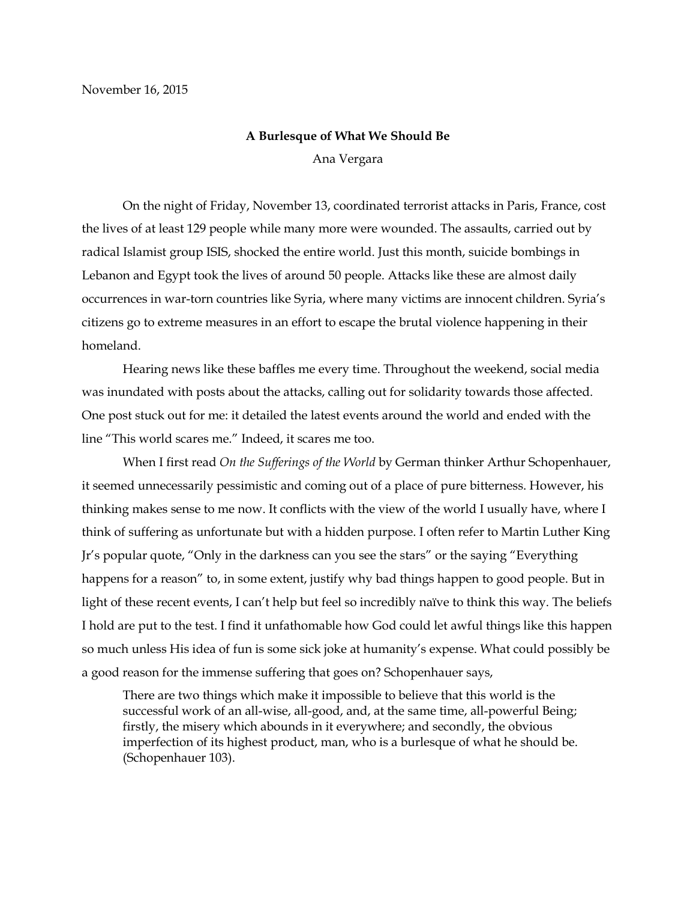November 16, 2015

**A Burlesque of What We Should Be**

Ana Vergara

On the night of Friday, November 13, coordinated terrorist attacks in Paris, France, cost the lives of at least 129 people while many more were wounded. The assaults, carried out by radical Islamist group ISIS, shocked the entire world. Just this month, suicide bombings in Lebanon and Egypt took the lives of around 50 people. Attacks like these are almost daily occurrences in war-torn countries like Syria, where many victims are innocent children. Syria's citizens go to extreme measures in an effort to escape the brutal violence happening in their homeland.

Hearing news like these baffles me every time. Throughout the weekend, social media was inundated with posts about the attacks, calling out for solidarity towards those affected. One post stuck out for me: it detailed the latest events around the world and ended with the line "This world scares me." Indeed, it scares me too.

When I first read *On the Sufferings of the World* by German thinker Arthur Schopenhauer, it seemed unnecessarily pessimistic and coming out of a place of pure bitterness. However, his thinking makes sense to me now. It conflicts with the view of the world I usually have, where I think of suffering as unfortunate but with a hidden purpose. I often refer to Martin Luther King Jr's popular quote, "Only in the darkness can you see the stars" or the saying "Everything happens for a reason" to, in some extent, justify why bad things happen to good people. But in light of these recent events, I can't help but feel so incredibly naïve to think this way. The beliefs I hold are put to the test. I find it unfathomable how God could let awful things like this happen so much unless His idea of fun is some sick joke at humanity's expense. What could possibly be a good reason for the immense suffering that goes on? Schopenhauer says,

> There are two things which make it impossible to believe that this world is the successful work of an all-wise, all-good, and, at the same time, all-powerful Being; firstly, the misery which abounds in it everywhere; and secondly, the obvious imperfection of its highest product, man, who is a burlesque of what he should be. (Schopenhauer 103).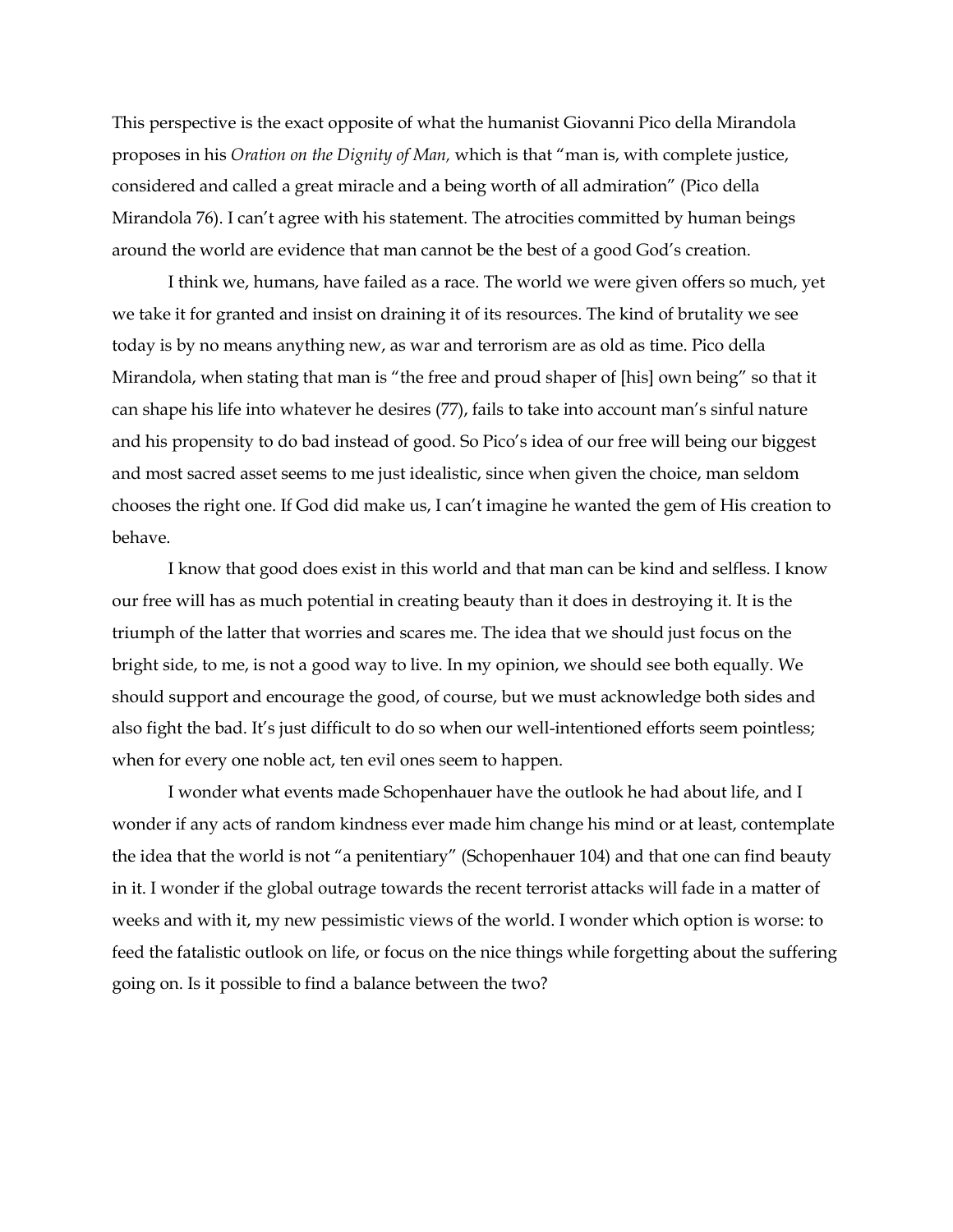This perspective is the exact opposite of what the humanist Giovanni Pico della Mirandola proposes in his *Oration on the Dignity of Man,* which is that "man is, with complete justice, considered and called a great miracle and a being worth of all admiration" (Pico della Mirandola 76). I can't agree with his statement. The atrocities committed by human beings around the world are evidence that man cannot be the best of a good God's creation.

I think we, humans, have failed as a race. The world we were given offers so much, yet we take it for granted and insist on draining it of its resources. The kind of brutality we see today is by no means anything new, as war and terrorism are as old as time. Pico della Mirandola, when stating that man is "the free and proud shaper of [his] own being" so that it can shape his life into whatever he desires (77), fails to take into account man's sinful nature and his propensity to do bad instead of good. So Pico's idea of our free will being our biggest and most sacred asset seems to me just idealistic, since when given the choice, man seldom chooses the right one. If God did make us, I can't imagine he wanted the gem of His creation to behave.

I know that good does exist in this world and that man can be kind and selfless. I know our free will has as much potential in creating beauty than it does in destroying it. It is the triumph of the latter that worries and scares me. The idea that we should just focus on the bright side, to me, is not a good way to live. In my opinion, we should see both equally. We should support and encourage the good, of course, but we must acknowledge both sides and also fight the bad. It's just difficult to do so when our well-intentioned efforts seem pointless; when for every one noble act, ten evil ones seem to happen.

I wonder what events made Schopenhauer have the outlook he had about life, and I wonder if any acts of random kindness ever made him change his mind or at least, contemplate the idea that the world is not "a penitentiary" (Schopenhauer 104) and that one can find beauty in it. I wonder if the global outrage towards the recent terrorist attacks will fade in a matter of weeks and with it, my new pessimistic views of the world. I wonder which option is worse: to feed the fatalistic outlook on life, or focus on the nice things while forgetting about the suffering going on. Is it possible to find a balance between the two?